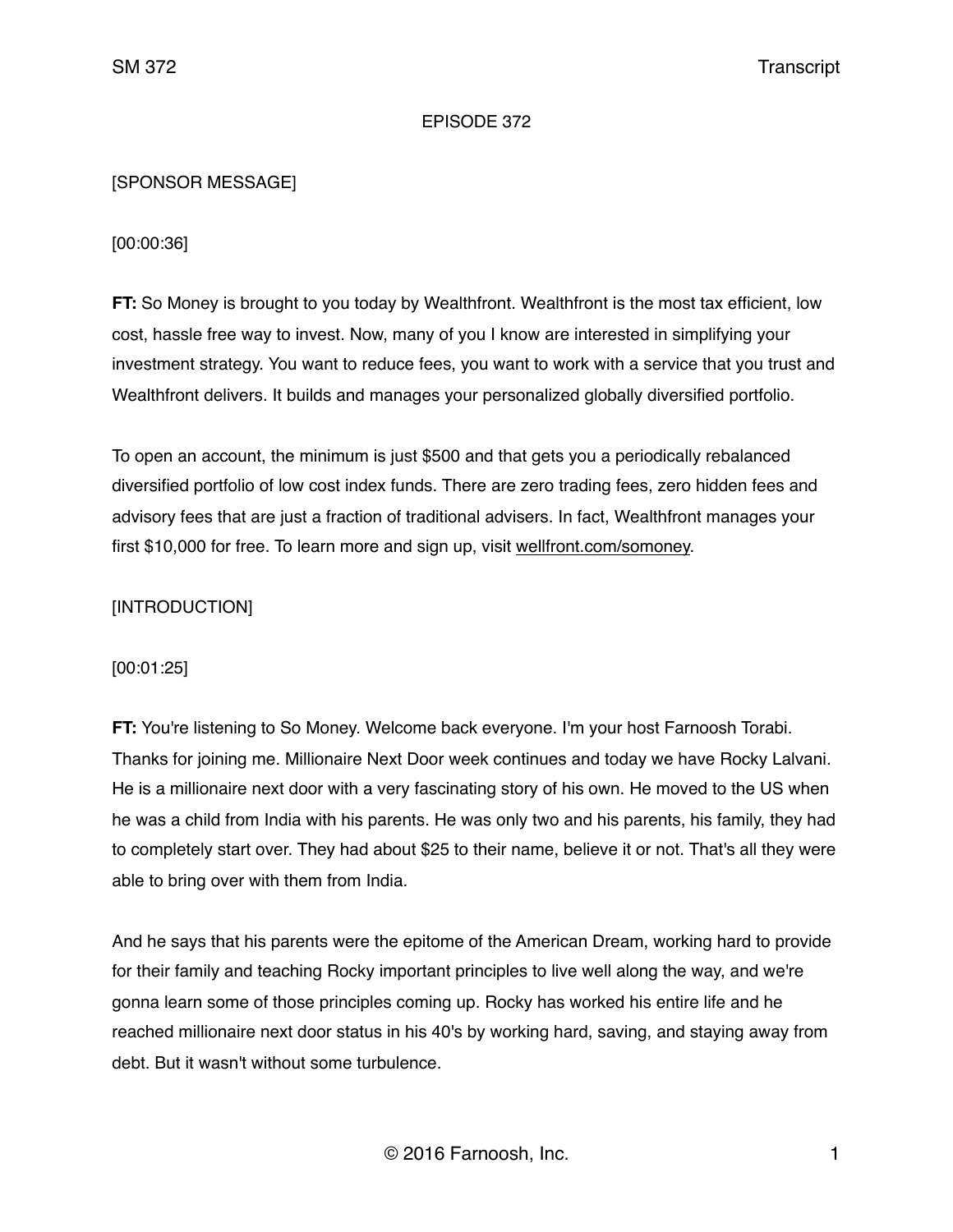EPISODE 372

[SPONSOR MESSAGE]

[00:00:36]

**FT:** So Money is brought to you today by Wealthfront. Wealthfront is the most tax efficient, low cost, hassle free way to invest. Now, many of you I know are interested in simplifying your investment strategy. You want to reduce fees, you want to work with a service that you trust and Wealthfront delivers. It builds and manages your personalized globally diversified portfolio.

To open an account, the minimum is just $500 and that gets you a periodically rebalanced diversified portfolio of low cost index funds. There are zero trading fees, zero hidden fees and advisory fees that are just a fraction of traditional advisers. In fact, Wealthfront manages your first $10,000 for free. To learn more and sign up, visit wellfront.com/somoney.

[INTRODUCTION]

[00:01:25]

**FT:** You're listening to So Money. Welcome back everyone. I'm your host Farnoosh Torabi. Thanks for joining me. Millionaire Next Door week continues and today we have Rocky Lalvani. He is a millionaire next door with a very fascinating story of his own. He moved to the US when he was a child from India with his parents. He was only two and his parents, his family, they had to completely start over. They had about $25 to their name, believe it or not. That's all they were able to bring over with them from India.

And he says that his parents were the epitome of the American Dream, working hard to provide for their family and teaching Rocky important principles to live well along the way, and we're gonna learn some of those principles coming up. Rocky has worked his entire life and he reached millionaire next door status in his 40's by working hard, saving, and staying away from debt. But it wasn't without some turbulence.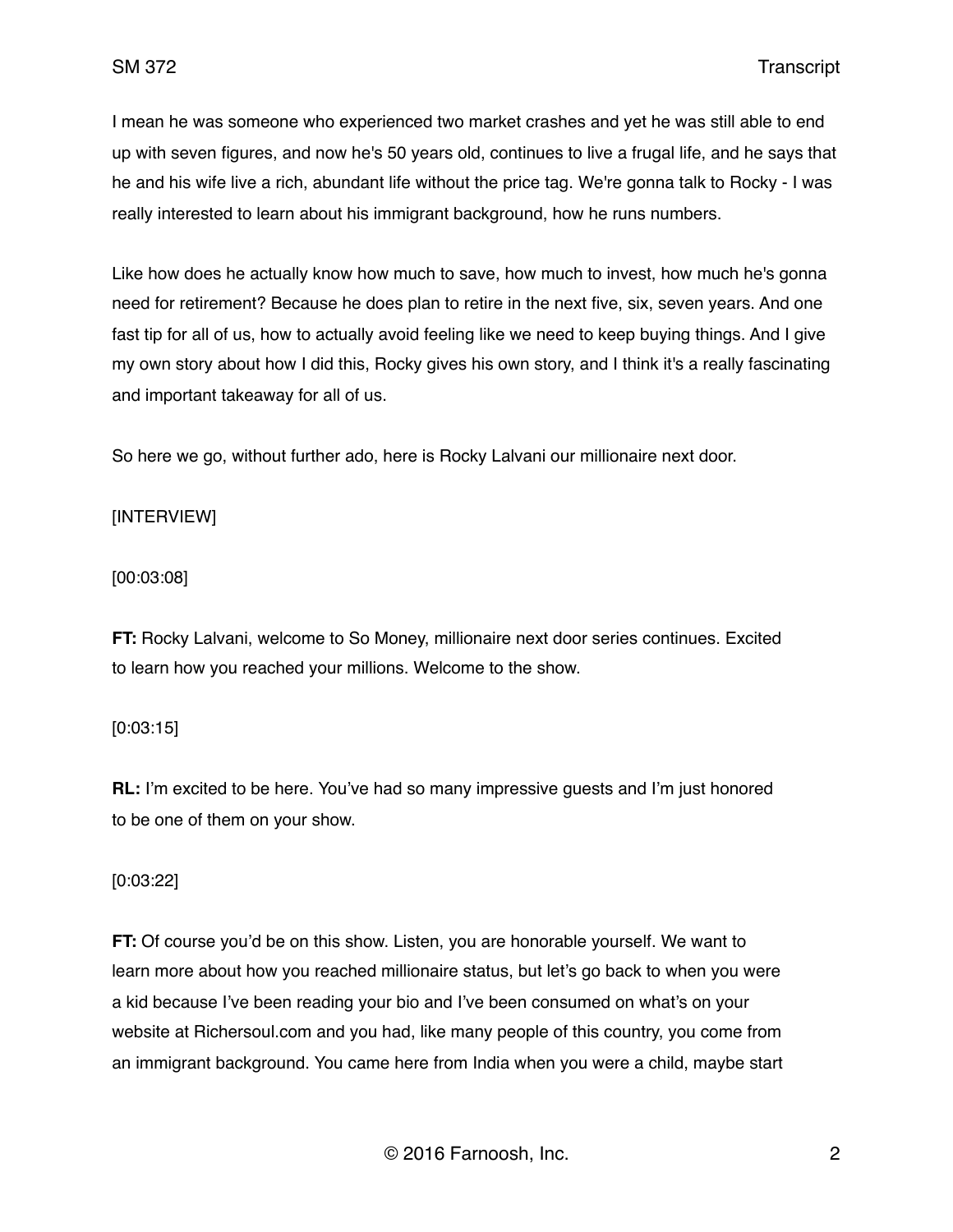I mean he was someone who experienced two market crashes and yet he was still able to end up with seven figures, and now he's 50 years old, continues to live a frugal life, and he says that he and his wife live a rich, abundant life without the price tag. We're gonna talk to Rocky - I was really interested to learn about his immigrant background, how he runs numbers.

Like how does he actually know how much to save, how much to invest, how much he's gonna need for retirement? Because he does plan to retire in the next five, six, seven years. And one fast tip for all of us, how to actually avoid feeling like we need to keep buying things. And I give my own story about how I did this, Rocky gives his own story, and I think it's a really fascinating and important takeaway for all of us.

So here we go, without further ado, here is Rocky Lalvani our millionaire next door.

[INTERVIEW]

[00:03:08]

**FT:** Rocky Lalvani, welcome to So Money, millionaire next door series continues. Excited to learn how you reached your millions. Welcome to the show.

[0:03:15]

**RL:** I'm excited to be here. You've had so many impressive guests and I'm just honored to be one of them on your show.

[0:03:22]

**FT:** Of course you'd be on this show. Listen, you are honorable yourself. We want to learn more about how you reached millionaire status, but let's go back to when you were a kid because I've been reading your bio and I've been consumed on what's on your website at Richersoul.com and you had, like many people of this country, you come from an immigrant background. You came here from India when you were a child, maybe start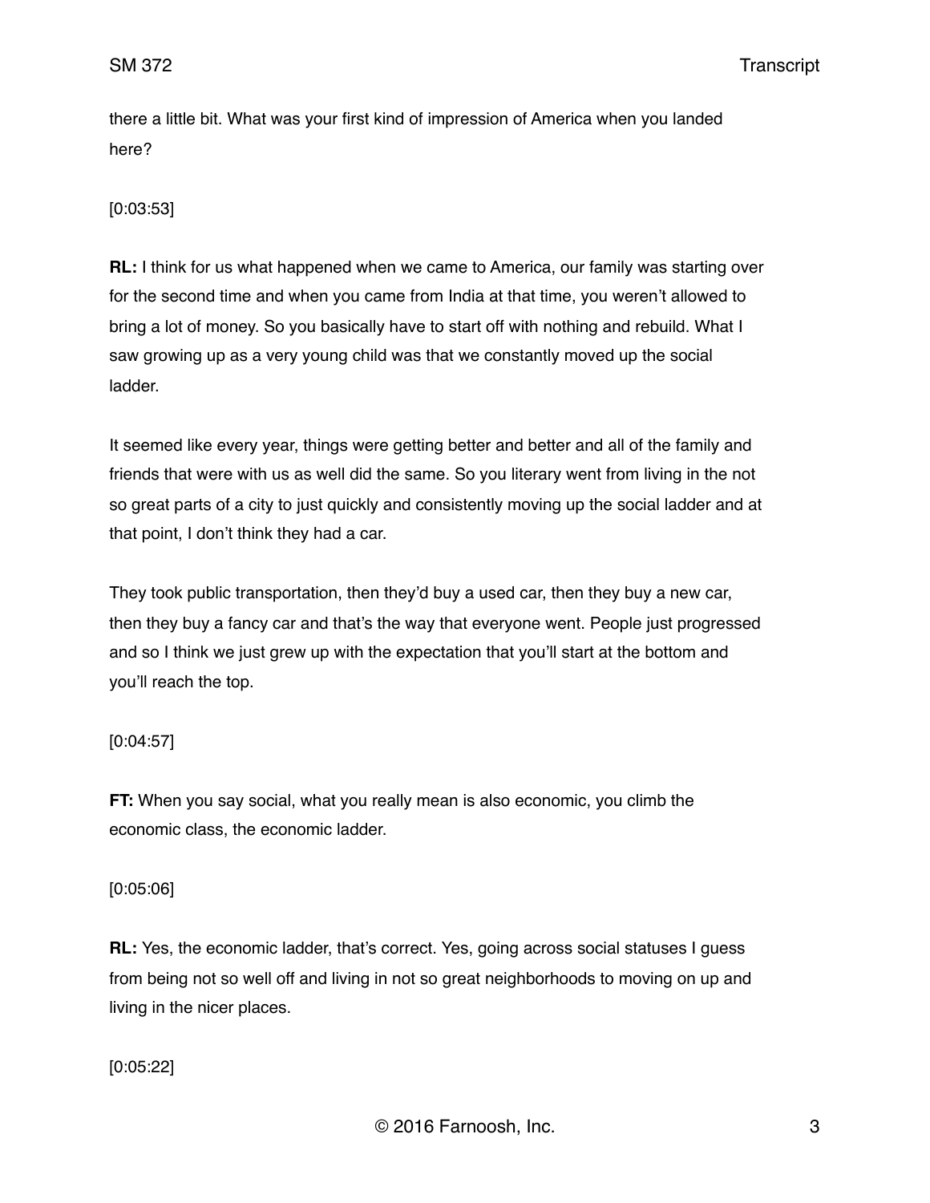there a little bit. What was your first kind of impression of America when you landed here?

[0:03:53]

**RL:** I think for us what happened when we came to America, our family was starting over for the second time and when you came from India at that time, you weren't allowed to bring a lot of money. So you basically have to start off with nothing and rebuild. What I saw growing up as a very young child was that we constantly moved up the social ladder.

It seemed like every year, things were getting better and better and all of the family and friends that were with us as well did the same. So you literary went from living in the not so great parts of a city to just quickly and consistently moving up the social ladder and at that point, I don't think they had a car.

They took public transportation, then they'd buy a used car, then they buy a new car, then they buy a fancy car and that's the way that everyone went. People just progressed and so I think we just grew up with the expectation that you'll start at the bottom and you'll reach the top.

[0:04:57]

**FT:** When you say social, what you really mean is also economic, you climb the economic class, the economic ladder.

[0:05:06]

**RL:** Yes, the economic ladder, that's correct. Yes, going across social statuses I guess from being not so well off and living in not so great neighborhoods to moving on up and living in the nicer places.

[0:05:22]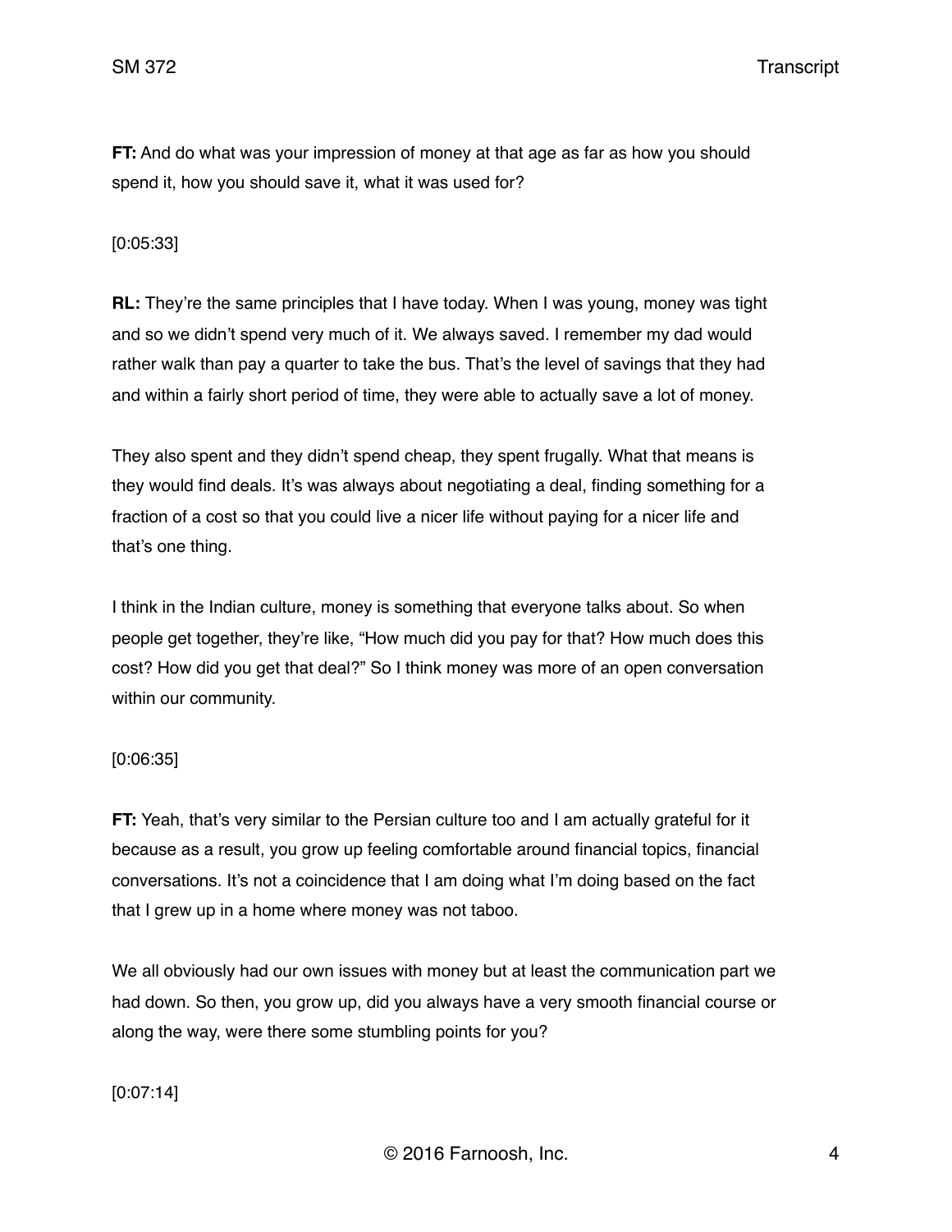**FT:** And do what was your impression of money at that age as far as how you should spend it, how you should save it, what it was used for?

[0:05:33]

**RL:** They're the same principles that I have today. When I was young, money was tight and so we didn't spend very much of it. We always saved. I remember my dad would rather walk than pay a quarter to take the bus. That's the level of savings that they had and within a fairly short period of time, they were able to actually save a lot of money.

They also spent and they didn't spend cheap, they spent frugally. What that means is they would find deals. It's was always about negotiating a deal, finding something for a fraction of a cost so that you could live a nicer life without paying for a nicer life and that's one thing.

I think in the Indian culture, money is something that everyone talks about. So when people get together, they're like, "How much did you pay for that? How much does this cost? How did you get that deal?" So I think money was more of an open conversation within our community.

[0:06:35]

**FT:** Yeah, that's very similar to the Persian culture too and I am actually grateful for it because as a result, you grow up feeling comfortable around financial topics, financial conversations. It's not a coincidence that I am doing what I'm doing based on the fact that I grew up in a home where money was not taboo.

We all obviously had our own issues with money but at least the communication part we had down. So then, you grow up, did you always have a very smooth financial course or along the way, were there some stumbling points for you?

[0:07:14]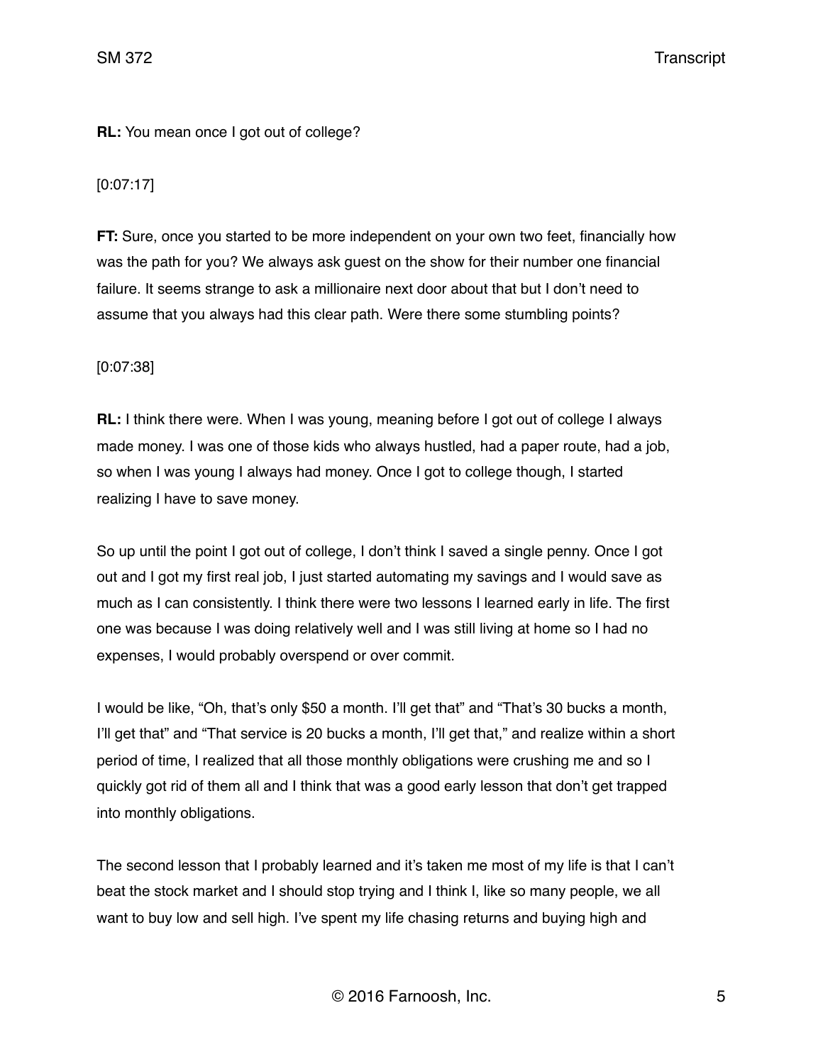**RL:** You mean once I got out of college?

[0:07:17]

**FT:** Sure, once you started to be more independent on your own two feet, financially how was the path for you? We always ask guest on the show for their number one financial failure. It seems strange to ask a millionaire next door about that but I don't need to assume that you always had this clear path. Were there some stumbling points?

[0:07:38]

**RL:** I think there were. When I was young, meaning before I got out of college I always made money. I was one of those kids who always hustled, had a paper route, had a job, so when I was young I always had money. Once I got to college though, I started realizing I have to save money.

So up until the point I got out of college, I don't think I saved a single penny. Once I got out and I got my first real job, I just started automating my savings and I would save as much as I can consistently. I think there were two lessons I learned early in life. The first one was because I was doing relatively well and I was still living at home so I had no expenses, I would probably overspend or over commit.

I would be like, "Oh, that's only $50 a month. I'll get that" and "That's 30 bucks a month, I'll get that" and "That service is 20 bucks a month, I'll get that," and realize within a short period of time, I realized that all those monthly obligations were crushing me and so I quickly got rid of them all and I think that was a good early lesson that don't get trapped into monthly obligations.

The second lesson that I probably learned and it's taken me most of my life is that I can't beat the stock market and I should stop trying and I think I, like so many people, we all want to buy low and sell high. I've spent my life chasing returns and buying high and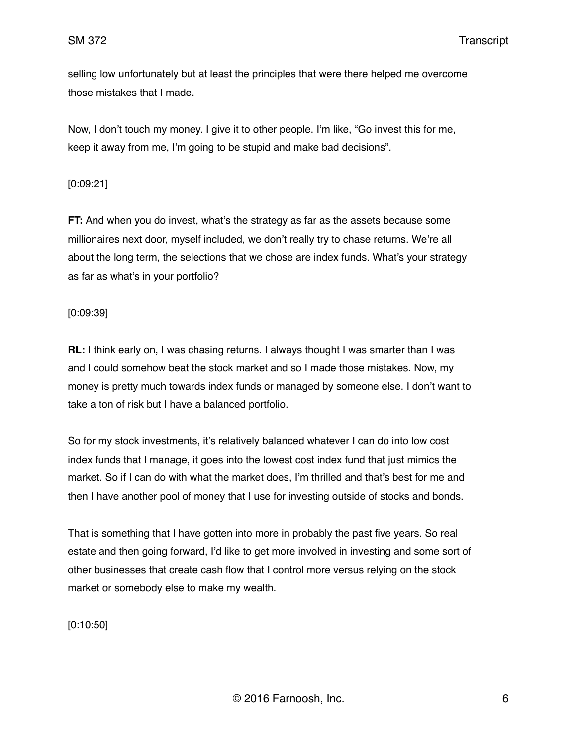selling low unfortunately but at least the principles that were there helped me overcome those mistakes that I made.

Now, I don't touch my money. I give it to other people. I'm like, "Go invest this for me, keep it away from me, I'm going to be stupid and make bad decisions".

[0:09:21]

**FT:** And when you do invest, what's the strategy as far as the assets because some millionaires next door, myself included, we don't really try to chase returns. We're all about the long term, the selections that we chose are index funds. What's your strategy as far as what's in your portfolio?

[0:09:39]

**RL:** I think early on, I was chasing returns. I always thought I was smarter than I was and I could somehow beat the stock market and so I made those mistakes. Now, my money is pretty much towards index funds or managed by someone else. I don't want to take a ton of risk but I have a balanced portfolio.

So for my stock investments, it's relatively balanced whatever I can do into low cost index funds that I manage, it goes into the lowest cost index fund that just mimics the market. So if I can do with what the market does, I'm thrilled and that's best for me and then I have another pool of money that I use for investing outside of stocks and bonds.

That is something that I have gotten into more in probably the past five years. So real estate and then going forward, I'd like to get more involved in investing and some sort of other businesses that create cash flow that I control more versus relying on the stock market or somebody else to make my wealth.

[0:10:50]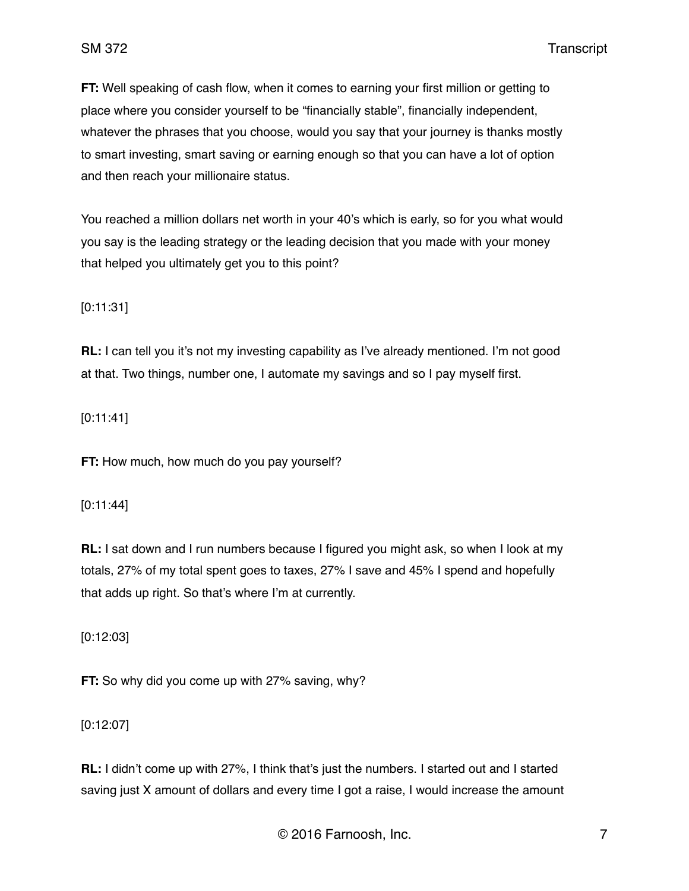**FT:** Well speaking of cash flow, when it comes to earning your first million or getting to place where you consider yourself to be "financially stable", financially independent, whatever the phrases that you choose, would you say that your journey is thanks mostly to smart investing, smart saving or earning enough so that you can have a lot of option and then reach your millionaire status.

You reached a million dollars net worth in your 40's which is early, so for you what would you say is the leading strategy or the leading decision that you made with your money that helped you ultimately get you to this point?

[0:11:31]

**RL:** I can tell you it's not my investing capability as I've already mentioned. I'm not good at that. Two things, number one, I automate my savings and so I pay myself first.

[0:11:41]

**FT:** How much, how much do you pay yourself?

[0:11:44]

**RL:** I sat down and I run numbers because I figured you might ask, so when I look at my totals, 27% of my total spent goes to taxes, 27% I save and 45% I spend and hopefully that adds up right. So that's where I'm at currently.

[0:12:03]

**FT:** So why did you come up with 27% saving, why?

[0:12:07]

**RL:** I didn't come up with 27%, I think that's just the numbers. I started out and I started saving just X amount of dollars and every time I got a raise, I would increase the amount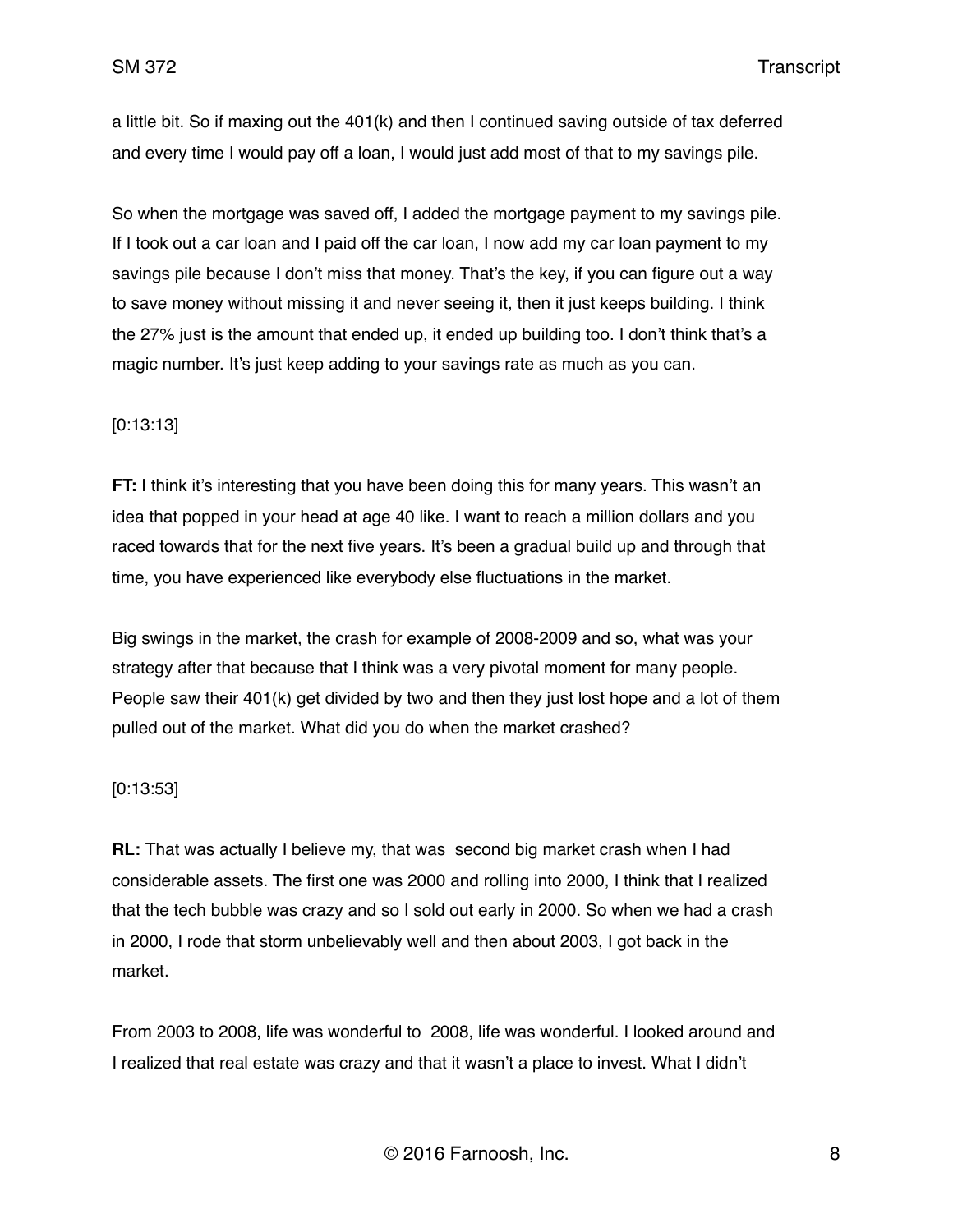a little bit. So if maxing out the 401(k) and then I continued saving outside of tax deferred and every time I would pay off a loan, I would just add most of that to my savings pile.

So when the mortgage was saved off, I added the mortgage payment to my savings pile. If I took out a car loan and I paid off the car loan, I now add my car loan payment to my savings pile because I don't miss that money. That's the key, if you can figure out a way to save money without missing it and never seeing it, then it just keeps building. I think the 27% just is the amount that ended up, it ended up building too. I don't think that's a magic number. It's just keep adding to your savings rate as much as you can.

[0:13:13]

**FT:** I think it's interesting that you have been doing this for many years. This wasn't an idea that popped in your head at age 40 like. I want to reach a million dollars and you raced towards that for the next five years. It's been a gradual build up and through that time, you have experienced like everybody else fluctuations in the market.

Big swings in the market, the crash for example of 2008-2009 and so, what was your strategy after that because that I think was a very pivotal moment for many people. People saw their 401(k) get divided by two and then they just lost hope and a lot of them pulled out of the market. What did you do when the market crashed?

[0:13:53]

**RL:** That was actually I believe my, that was second big market crash when I had considerable assets. The first one was 2000 and rolling into 2000, I think that I realized that the tech bubble was crazy and so I sold out early in 2000. So when we had a crash in 2000, I rode that storm unbelievably well and then about 2003, I got back in the market.

From 2003 to 2008, life was wonderful to 2008, life was wonderful. I looked around and I realized that real estate was crazy and that it wasn't a place to invest. What I didn't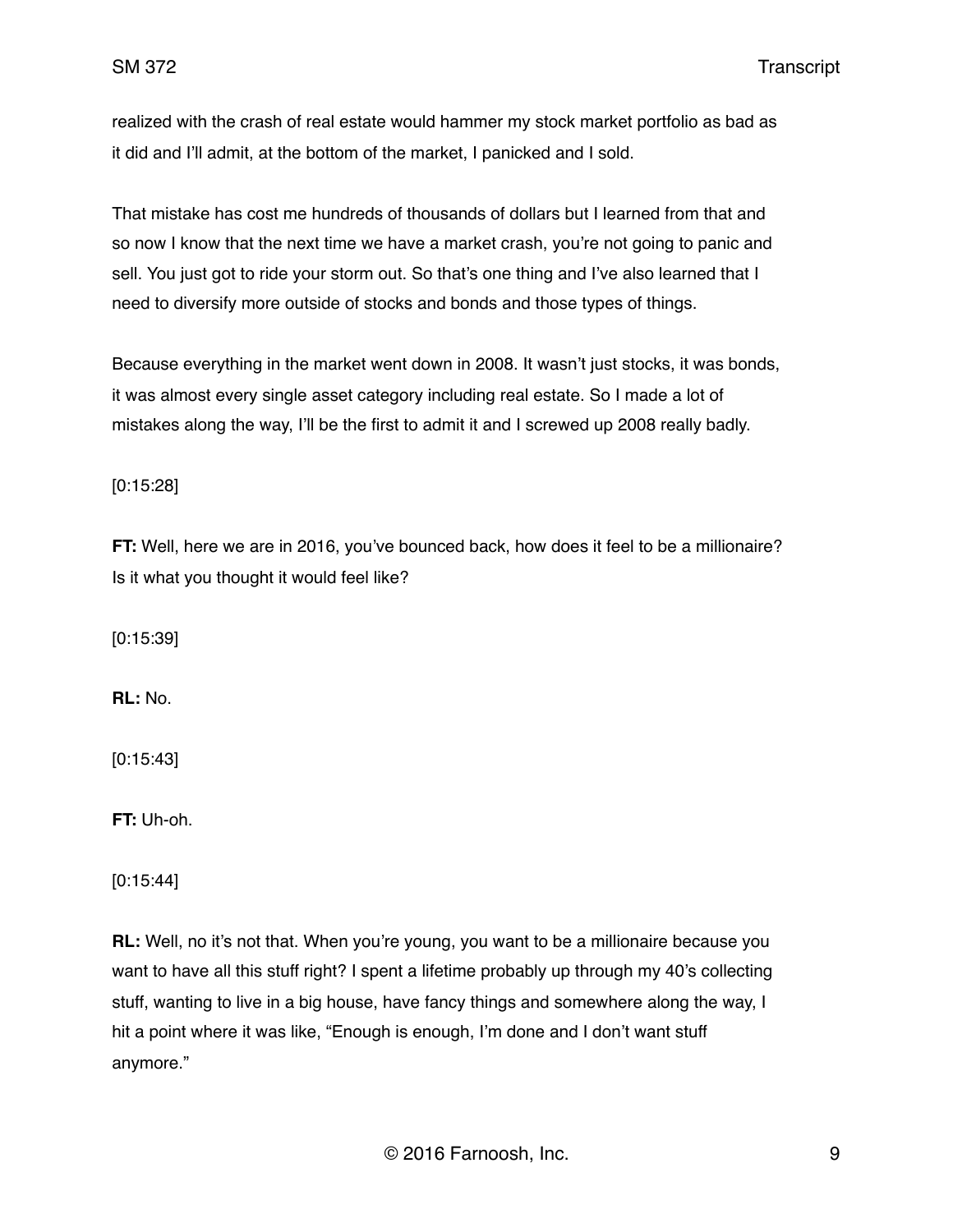realized with the crash of real estate would hammer my stock market portfolio as bad as it did and I'll admit, at the bottom of the market, I panicked and I sold.

That mistake has cost me hundreds of thousands of dollars but I learned from that and so now I know that the next time we have a market crash, you're not going to panic and sell. You just got to ride your storm out. So that's one thing and I've also learned that I need to diversify more outside of stocks and bonds and those types of things.

Because everything in the market went down in 2008. It wasn't just stocks, it was bonds, it was almost every single asset category including real estate. So I made a lot of mistakes along the way, I'll be the first to admit it and I screwed up 2008 really badly.

[0:15:28]

**FT:** Well, here we are in 2016, you've bounced back, how does it feel to be a millionaire? Is it what you thought it would feel like?

[0:15:39]

**RL:** No.

[0:15:43]

**FT:** Uh-oh.

[0:15:44]

**RL:** Well, no it's not that. When you're young, you want to be a millionaire because you want to have all this stuff right? I spent a lifetime probably up through my 40's collecting stuff, wanting to live in a big house, have fancy things and somewhere along the way, I hit a point where it was like, "Enough is enough, I'm done and I don't want stuff anymore."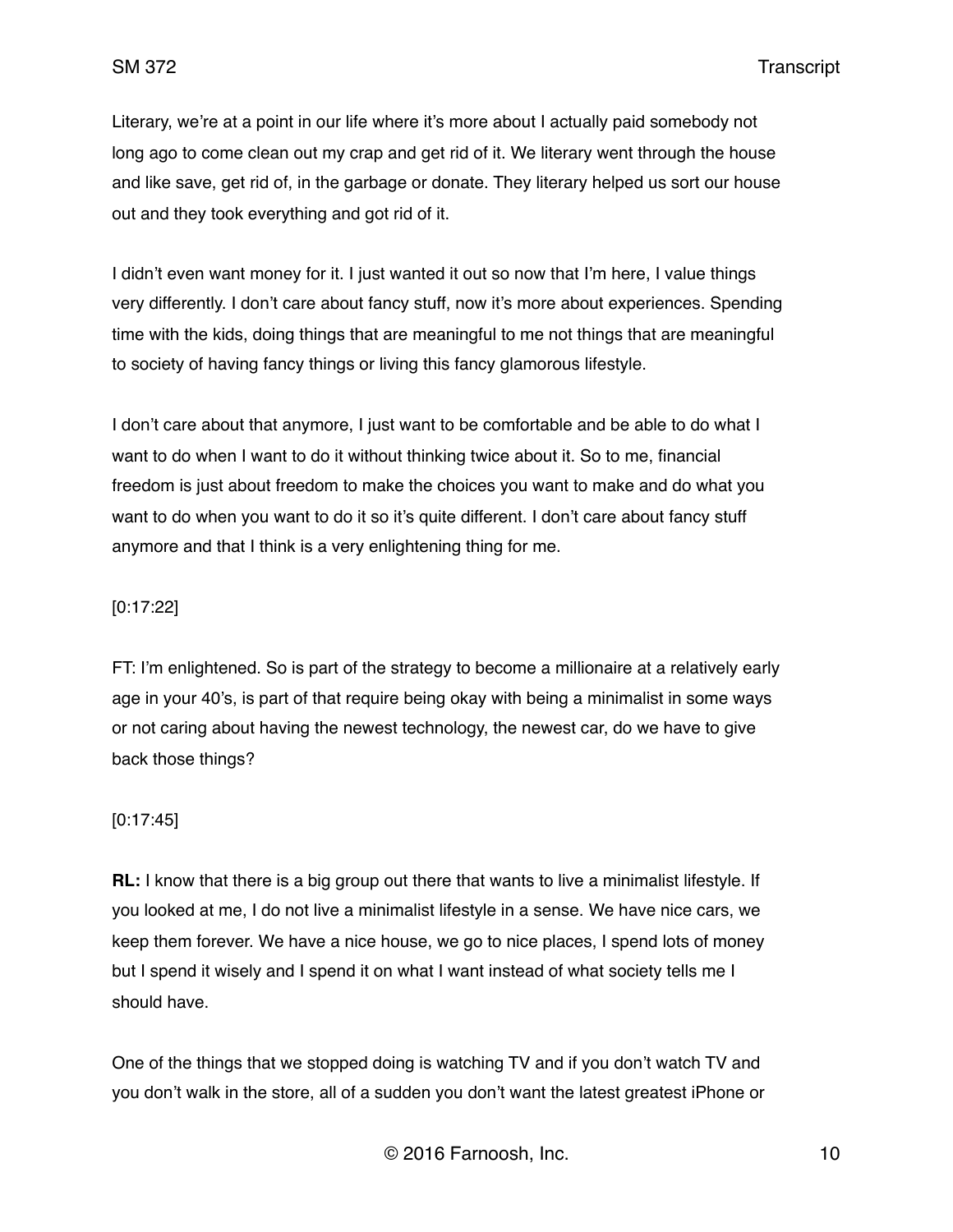Literary, we're at a point in our life where it's more about I actually paid somebody not long ago to come clean out my crap and get rid of it. We literary went through the house and like save, get rid of, in the garbage or donate. They literary helped us sort our house out and they took everything and got rid of it.

I didn't even want money for it. I just wanted it out so now that I'm here, I value things very differently. I don't care about fancy stuff, now it's more about experiences. Spending time with the kids, doing things that are meaningful to me not things that are meaningful to society of having fancy things or living this fancy glamorous lifestyle.

I don't care about that anymore, I just want to be comfortable and be able to do what I want to do when I want to do it without thinking twice about it. So to me, financial freedom is just about freedom to make the choices you want to make and do what you want to do when you want to do it so it's quite different. I don't care about fancy stuff anymore and that I think is a very enlightening thing for me.

[0:17:22]

FT: I'm enlightened. So is part of the strategy to become a millionaire at a relatively early age in your 40's, is part of that require being okay with being a minimalist in some ways or not caring about having the newest technology, the newest car, do we have to give back those things?

[0:17:45]

**RL:** I know that there is a big group out there that wants to live a minimalist lifestyle. If you looked at me, I do not live a minimalist lifestyle in a sense. We have nice cars, we keep them forever. We have a nice house, we go to nice places, I spend lots of money but I spend it wisely and I spend it on what I want instead of what society tells me I should have.

One of the things that we stopped doing is watching TV and if you don't watch TV and you don't walk in the store, all of a sudden you don't want the latest greatest iPhone or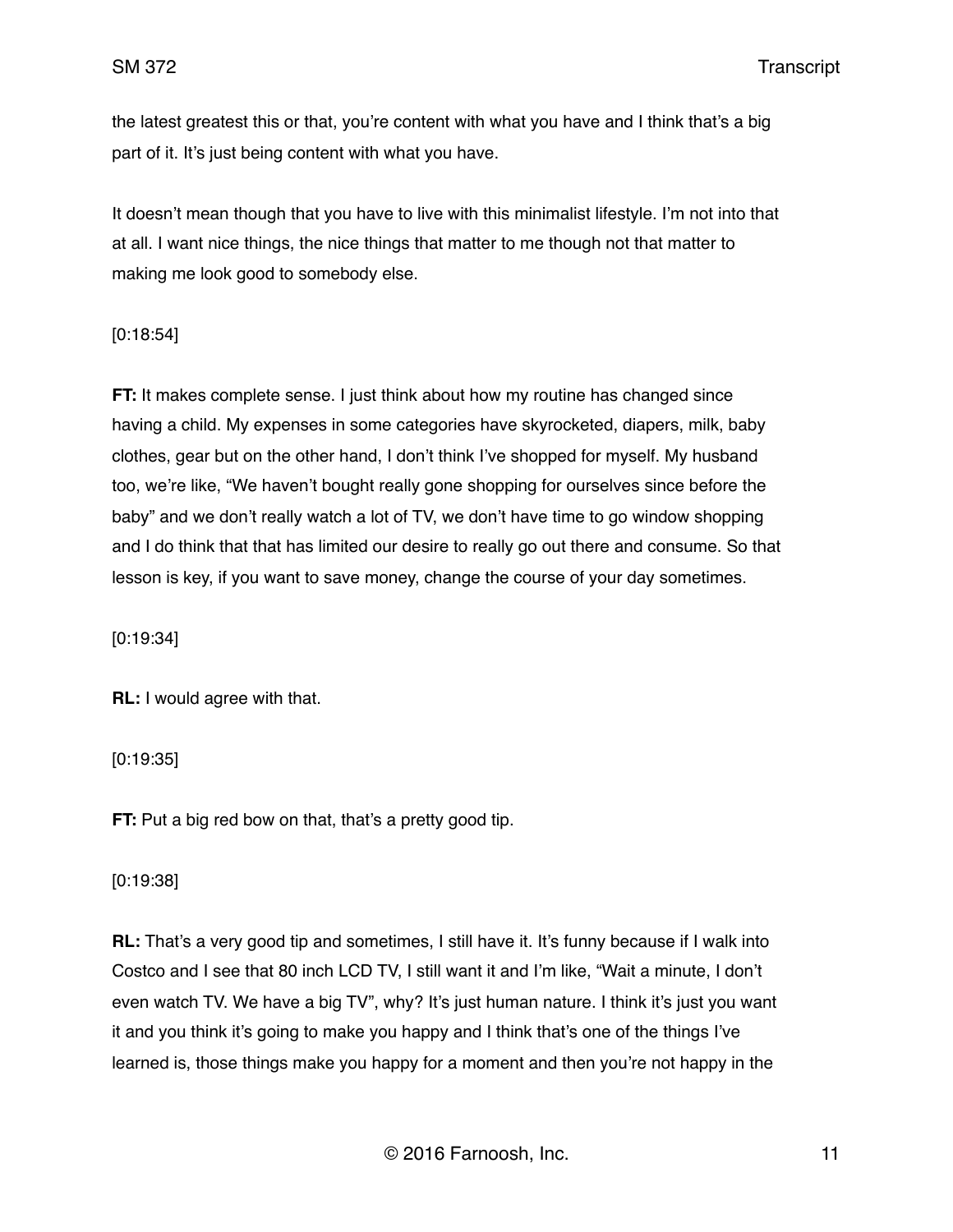the latest greatest this or that, you're content with what you have and I think that's a big part of it. It's just being content with what you have.

It doesn't mean though that you have to live with this minimalist lifestyle. I'm not into that at all. I want nice things, the nice things that matter to me though not that matter to making me look good to somebody else.

[0:18:54]

**FT:** It makes complete sense. I just think about how my routine has changed since having a child. My expenses in some categories have skyrocketed, diapers, milk, baby clothes, gear but on the other hand, I don't think I've shopped for myself. My husband too, we're like, "We haven't bought really gone shopping for ourselves since before the baby" and we don't really watch a lot of TV, we don't have time to go window shopping and I do think that that has limited our desire to really go out there and consume. So that lesson is key, if you want to save money, change the course of your day sometimes.

[0:19:34]

**RL:** I would agree with that.

[0:19:35]

**FT:** Put a big red bow on that, that's a pretty good tip.

[0:19:38]

**RL:** That's a very good tip and sometimes, I still have it. It's funny because if I walk into Costco and I see that 80 inch LCD TV, I still want it and I'm like, "Wait a minute, I don't even watch TV. We have a big TV", why? It's just human nature. I think it's just you want it and you think it's going to make you happy and I think that's one of the things I've learned is, those things make you happy for a moment and then you're not happy in the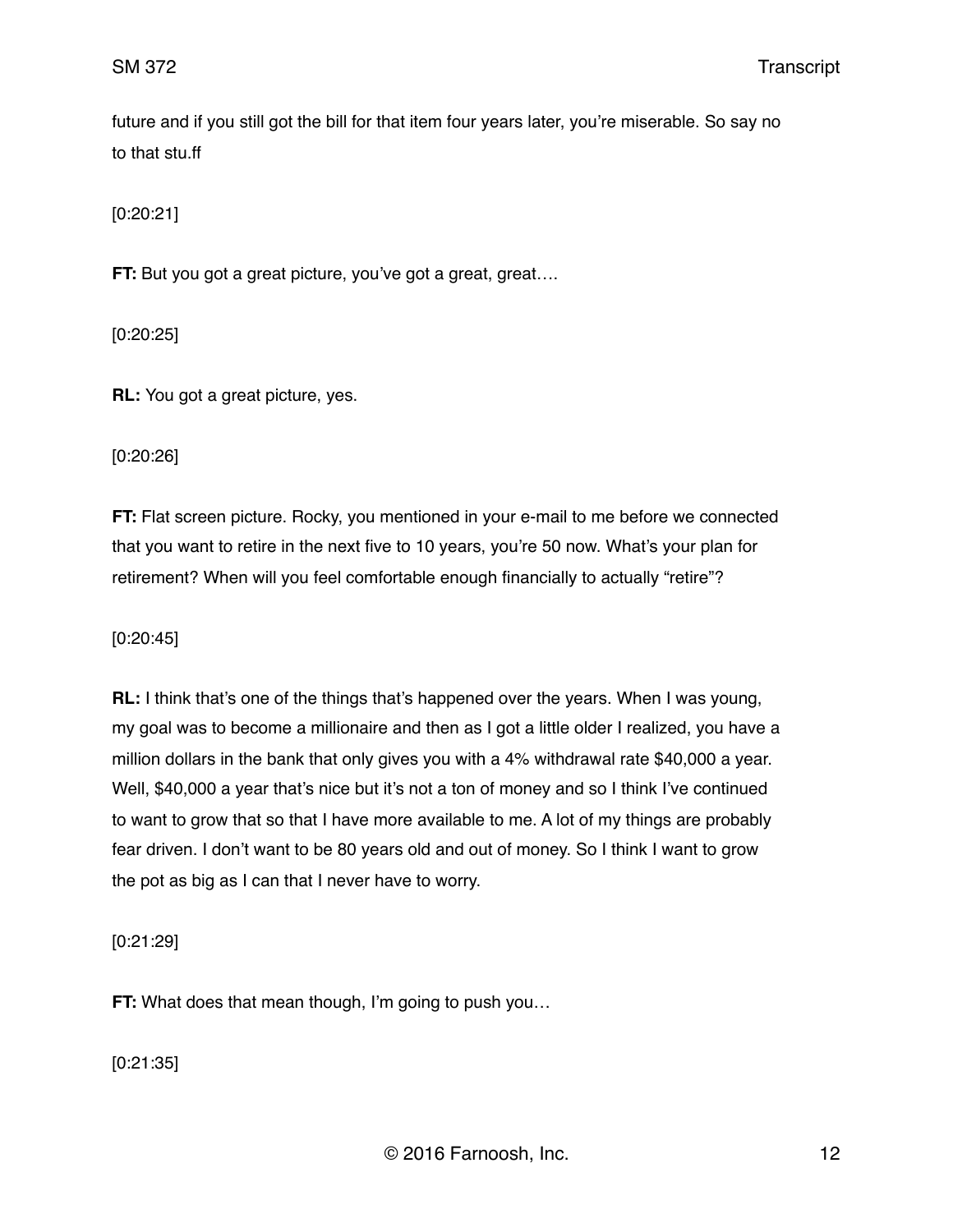future and if you still got the bill for that item four years later, you're miserable. So say no to that stu.ff

[0:20:21]

**FT:** But you got a great picture, you've got a great, great….

[0:20:25]

**RL:** You got a great picture, yes.

[0:20:26]

**FT:** Flat screen picture. Rocky, you mentioned in your e-mail to me before we connected that you want to retire in the next five to 10 years, you're 50 now. What's your plan for retirement? When will you feel comfortable enough financially to actually "retire"?

[0:20:45]

**RL:** I think that's one of the things that's happened over the years. When I was young, my goal was to become a millionaire and then as I got a little older I realized, you have a million dollars in the bank that only gives you with a 4% withdrawal rate $40,000 a year. Well, $40,000 a year that's nice but it's not a ton of money and so I think I've continued to want to grow that so that I have more available to me. A lot of my things are probably fear driven. I don't want to be 80 years old and out of money. So I think I want to grow the pot as big as I can that I never have to worry.

[0:21:29]

**FT:** What does that mean though, I'm going to push you…

[0:21:35]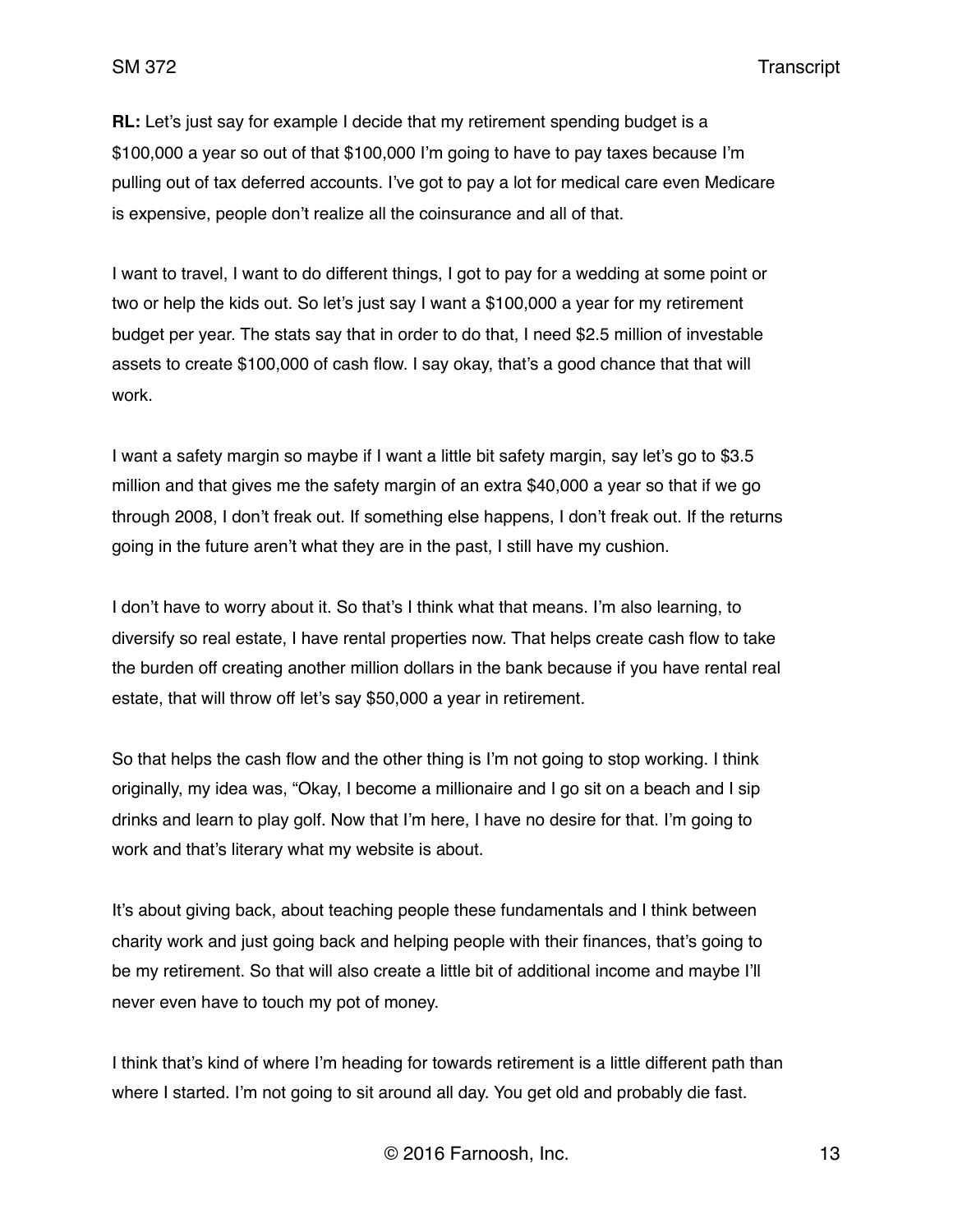**RL:** Let's just say for example I decide that my retirement spending budget is a $100,000 a year so out of that $100,000 I'm going to have to pay taxes because I'm pulling out of tax deferred accounts. I've got to pay a lot for medical care even Medicare is expensive, people don't realize all the coinsurance and all of that.

I want to travel, I want to do different things, I got to pay for a wedding at some point or two or help the kids out. So let's just say I want a $100,000 a year for my retirement budget per year. The stats say that in order to do that, I need $2.5 million of investable assets to create $100,000 of cash flow. I say okay, that's a good chance that that will work.

I want a safety margin so maybe if I want a little bit safety margin, say let's go to $3.5 million and that gives me the safety margin of an extra $40,000 a year so that if we go through 2008, I don't freak out. If something else happens, I don't freak out. If the returns going in the future aren't what they are in the past, I still have my cushion.

I don't have to worry about it. So that's I think what that means. I'm also learning, to diversify so real estate, I have rental properties now. That helps create cash flow to take the burden off creating another million dollars in the bank because if you have rental real estate, that will throw off let's say $50,000 a year in retirement.

So that helps the cash flow and the other thing is I'm not going to stop working. I think originally, my idea was, "Okay, I become a millionaire and I go sit on a beach and I sip drinks and learn to play golf. Now that I'm here, I have no desire for that. I'm going to work and that's literary what my website is about.

It's about giving back, about teaching people these fundamentals and I think between charity work and just going back and helping people with their finances, that's going to be my retirement. So that will also create a little bit of additional income and maybe I'll never even have to touch my pot of money.

I think that's kind of where I'm heading for towards retirement is a little different path than where I started. I'm not going to sit around all day. You get old and probably die fast.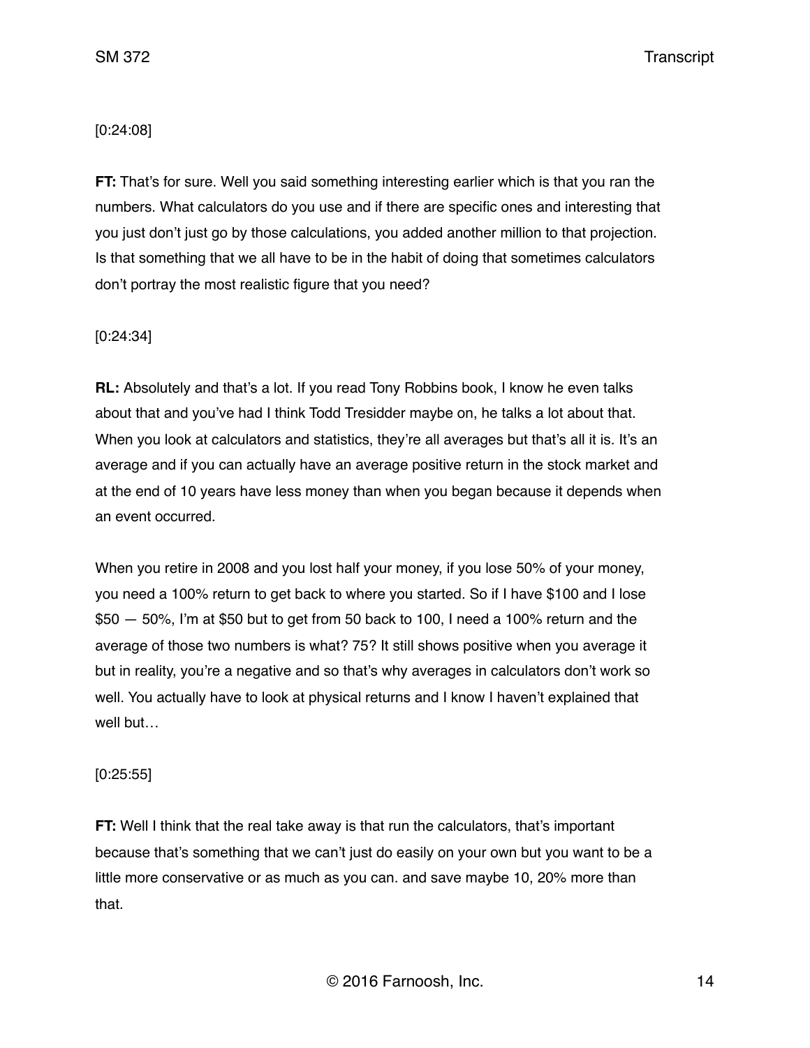[0:24:08]

**FT:** That's for sure. Well you said something interesting earlier which is that you ran the numbers. What calculators do you use and if there are specific ones and interesting that you just don't just go by those calculations, you added another million to that projection. Is that something that we all have to be in the habit of doing that sometimes calculators don't portray the most realistic figure that you need?

[0:24:34]

**RL:** Absolutely and that's a lot. If you read Tony Robbins book, I know he even talks about that and you've had I think Todd Tresidder maybe on, he talks a lot about that. When you look at calculators and statistics, they're all averages but that's all it is. It's an average and if you can actually have an average positive return in the stock market and at the end of 10 years have less money than when you began because it depends when an event occurred.

When you retire in 2008 and you lost half your money, if you lose 50% of your money, you need a 100% return to get back to where you started. So if I have $100 and I lose $50 — 50%, I'm at $50 but to get from 50 back to 100, I need a 100% return and the average of those two numbers is what? 75? It still shows positive when you average it but in reality, you're a negative and so that's why averages in calculators don't work so well. You actually have to look at physical returns and I know I haven't explained that well but…

[0:25:55]

**FT:** Well I think that the real take away is that run the calculators, that's important because that's something that we can't just do easily on your own but you want to be a little more conservative or as much as you can. and save maybe 10, 20% more than that.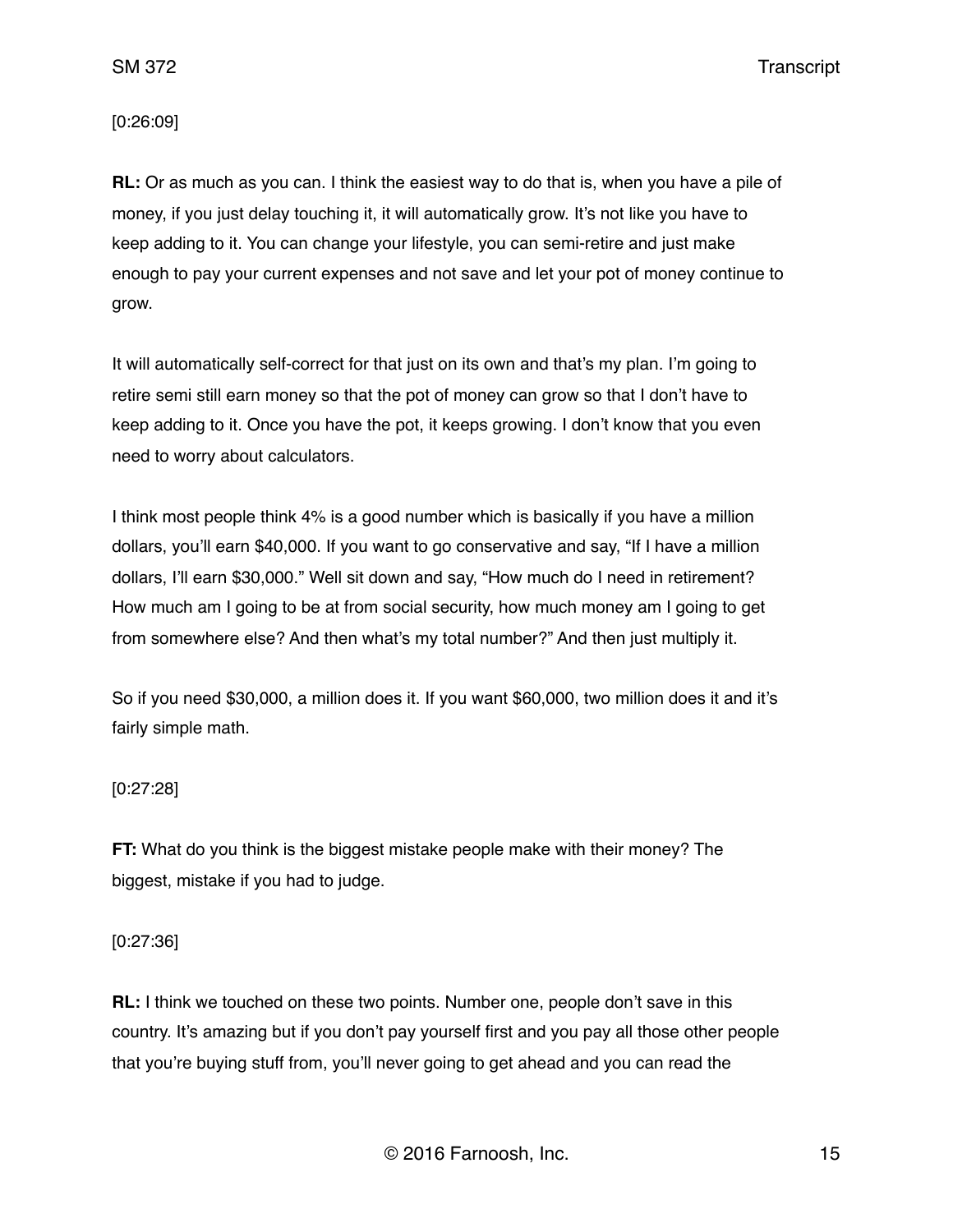[0:26:09]

**RL:** Or as much as you can. I think the easiest way to do that is, when you have a pile of money, if you just delay touching it, it will automatically grow. It's not like you have to keep adding to it. You can change your lifestyle, you can semi-retire and just make enough to pay your current expenses and not save and let your pot of money continue to grow.

It will automatically self-correct for that just on its own and that's my plan. I'm going to retire semi still earn money so that the pot of money can grow so that I don't have to keep adding to it. Once you have the pot, it keeps growing. I don't know that you even need to worry about calculators.

I think most people think 4% is a good number which is basically if you have a million dollars, you'll earn $40,000. If you want to go conservative and say, "If I have a million dollars, I'll earn $30,000." Well sit down and say, "How much do I need in retirement? How much am I going to be at from social security, how much money am I going to get from somewhere else? And then what's my total number?" And then just multiply it.

So if you need $30,000, a million does it. If you want $60,000, two million does it and it's fairly simple math.

[0:27:28]

**FT:** What do you think is the biggest mistake people make with their money? The biggest, mistake if you had to judge.

[0:27:36]

**RL:** I think we touched on these two points. Number one, people don't save in this country. It's amazing but if you don't pay yourself first and you pay all those other people that you're buying stuff from, you'll never going to get ahead and you can read the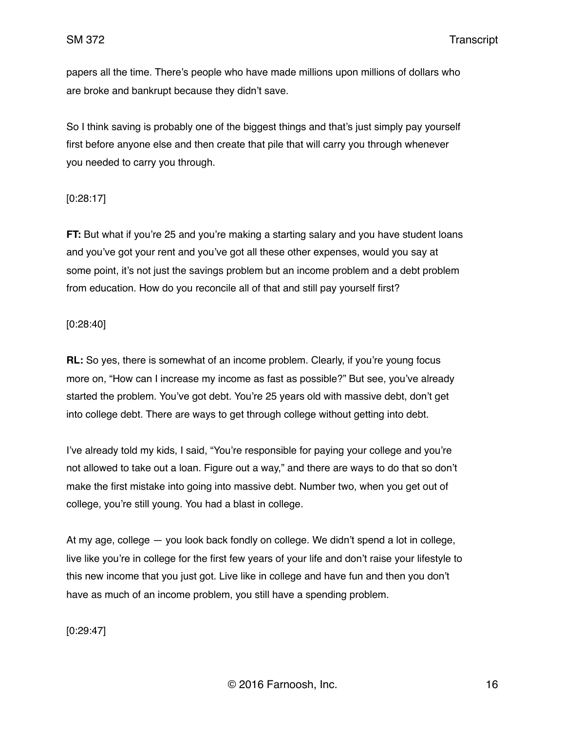papers all the time. There's people who have made millions upon millions of dollars who are broke and bankrupt because they didn't save.

So I think saving is probably one of the biggest things and that's just simply pay yourself first before anyone else and then create that pile that will carry you through whenever you needed to carry you through.

[0:28:17]

**FT:** But what if you're 25 and you're making a starting salary and you have student loans and you've got your rent and you've got all these other expenses, would you say at some point, it's not just the savings problem but an income problem and a debt problem from education. How do you reconcile all of that and still pay yourself first?

[0:28:40]

**RL:** So yes, there is somewhat of an income problem. Clearly, if you're young focus more on, "How can I increase my income as fast as possible?" But see, you've already started the problem. You've got debt. You're 25 years old with massive debt, don't get into college debt. There are ways to get through college without getting into debt.

I've already told my kids, I said, "You're responsible for paying your college and you're not allowed to take out a loan. Figure out a way," and there are ways to do that so don't make the first mistake into going into massive debt. Number two, when you get out of college, you're still young. You had a blast in college.

At my age, college — you look back fondly on college. We didn't spend a lot in college, live like you're in college for the first few years of your life and don't raise your lifestyle to this new income that you just got. Live like in college and have fun and then you don't have as much of an income problem, you still have a spending problem.

[0:29:47]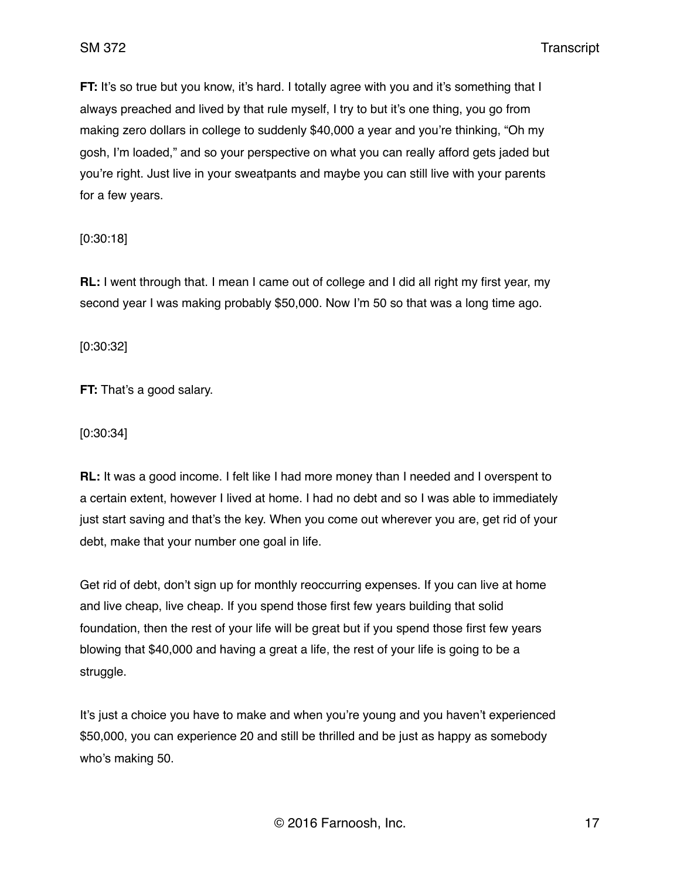**FT:** It's so true but you know, it's hard. I totally agree with you and it's something that I always preached and lived by that rule myself, I try to but it's one thing, you go from making zero dollars in college to suddenly $40,000 a year and you're thinking, "Oh my gosh, I'm loaded," and so your perspective on what you can really afford gets jaded but you're right. Just live in your sweatpants and maybe you can still live with your parents for a few years.

[0:30:18]

**RL:** I went through that. I mean I came out of college and I did all right my first year, my second year I was making probably $50,000. Now I'm 50 so that was a long time ago.

[0:30:32]

**FT:** That's a good salary.

[0:30:34]

**RL:** It was a good income. I felt like I had more money than I needed and I overspent to a certain extent, however I lived at home. I had no debt and so I was able to immediately just start saving and that's the key. When you come out wherever you are, get rid of your debt, make that your number one goal in life.

Get rid of debt, don't sign up for monthly reoccurring expenses. If you can live at home and live cheap, live cheap. If you spend those first few years building that solid foundation, then the rest of your life will be great but if you spend those first few years blowing that $40,000 and having a great a life, the rest of your life is going to be a struggle.

It's just a choice you have to make and when you're young and you haven't experienced $50,000, you can experience 20 and still be thrilled and be just as happy as somebody who's making 50.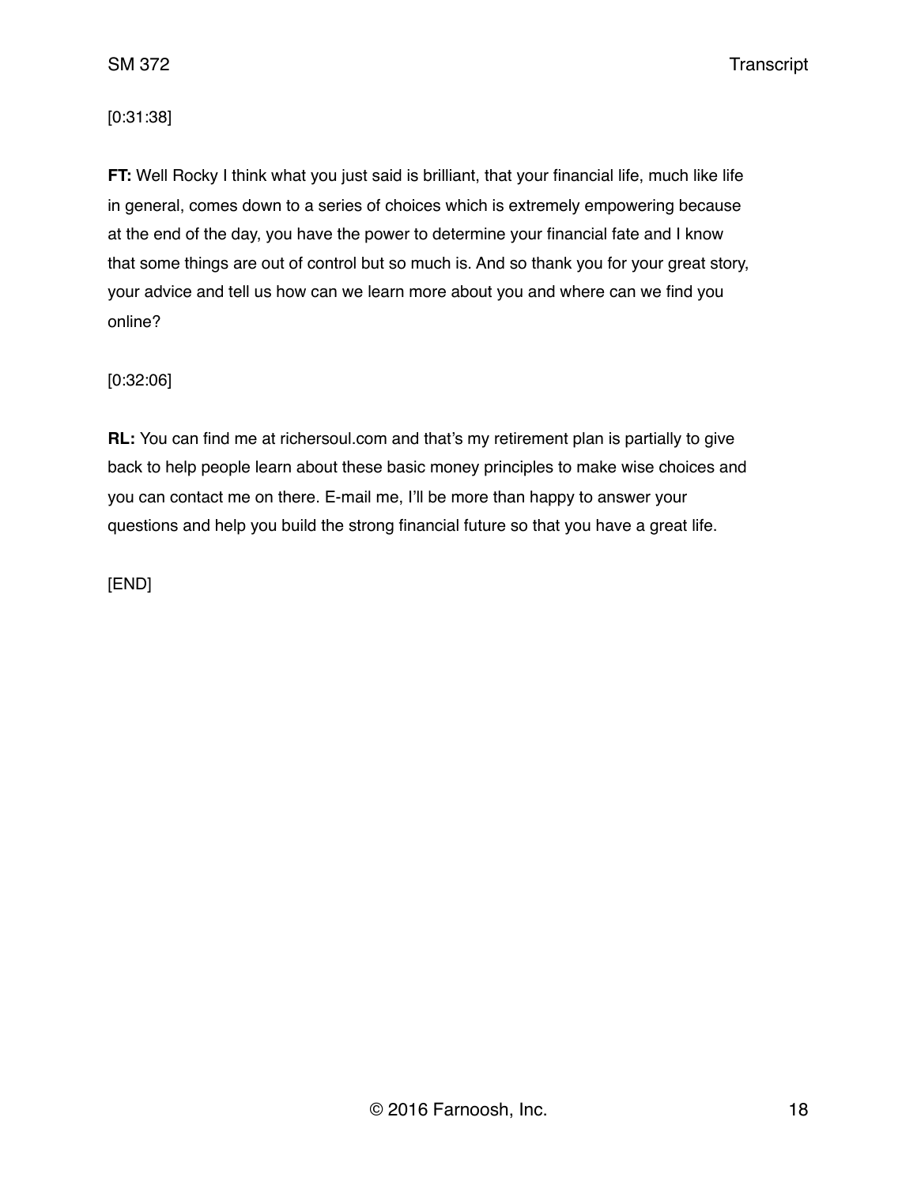[0:31:38]

**FT:** Well Rocky I think what you just said is brilliant, that your financial life, much like life in general, comes down to a series of choices which is extremely empowering because at the end of the day, you have the power to determine your financial fate and I know that some things are out of control but so much is. And so thank you for your great story, your advice and tell us how can we learn more about you and where can we find you online?

[0:32:06]

**RL:** You can find me at richersoul.com and that's my retirement plan is partially to give back to help people learn about these basic money principles to make wise choices and you can contact me on there. E-mail me, I'll be more than happy to answer your questions and help you build the strong financial future so that you have a great life.

[END]